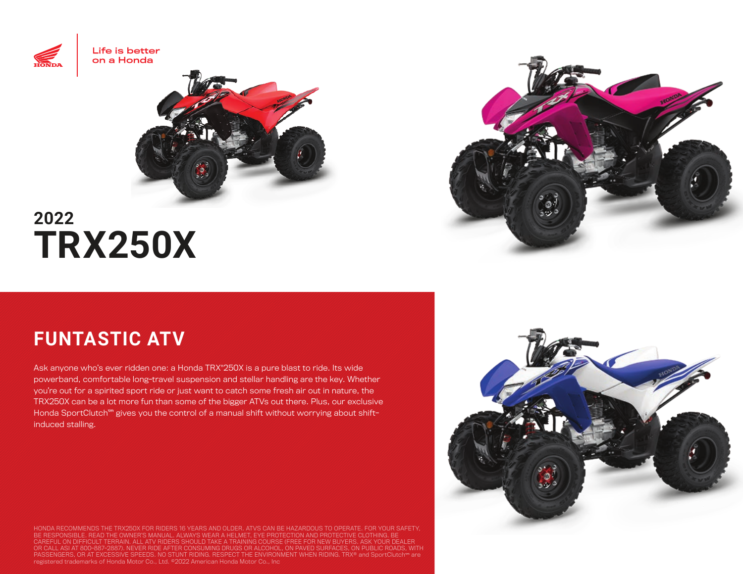Life is better
on a Honda

# 2022
# TRX250X

## FUNTASTIC ATV

Ask anyone who's ever ridden one: a Honda TRX®250X is a pure blast to ride. Its wide powerband, comfortable long-travel suspension and stellar handling are the key. Whether you're out for a spirited sport ride or just want to catch some fresh air out in nature, the TRX250X can be a lot more fun than some of the bigger ATVs out there. Plus, our exclusive Honda SportClutch™ gives you the control of a manual shift without worrying about shift-induced stalling.

HONDA RECOMMENDS THE TRX250X FOR RIDERS 16 YEARS AND OLDER. ATVS CAN BE HAZARDOUS TO OPERATE. FOR YOUR SAFETY, BE RESPONSIBLE. READ THE OWNER'S MANUAL. ALWAYS WEAR A HELMET, EYE PROTECTION AND PROTECTIVE CLOTHING. BE CAREFUL ON DIFFICULT TERRAIN. ALL ATV RIDERS SHOULD TAKE A TRAINING COURSE (FREE FOR NEW BUYERS. ASK YOUR DEALER OR CALL ASI AT 800-887-2887). NEVER RIDE AFTER CONSUMING DRUGS OR ALCOHOL, ON PAVED SURFACES, ON PUBLIC ROADS, WITH PASSENGERS, OR AT EXCESSIVE SPEEDS. NO STUNT RIDING. RESPECT THE ENVIRONMENT WHEN RIDING. TRX® and SportClutch™ are registered trademarks of Honda Motor Co., Ltd. ©2022 American Honda Motor Co., Inc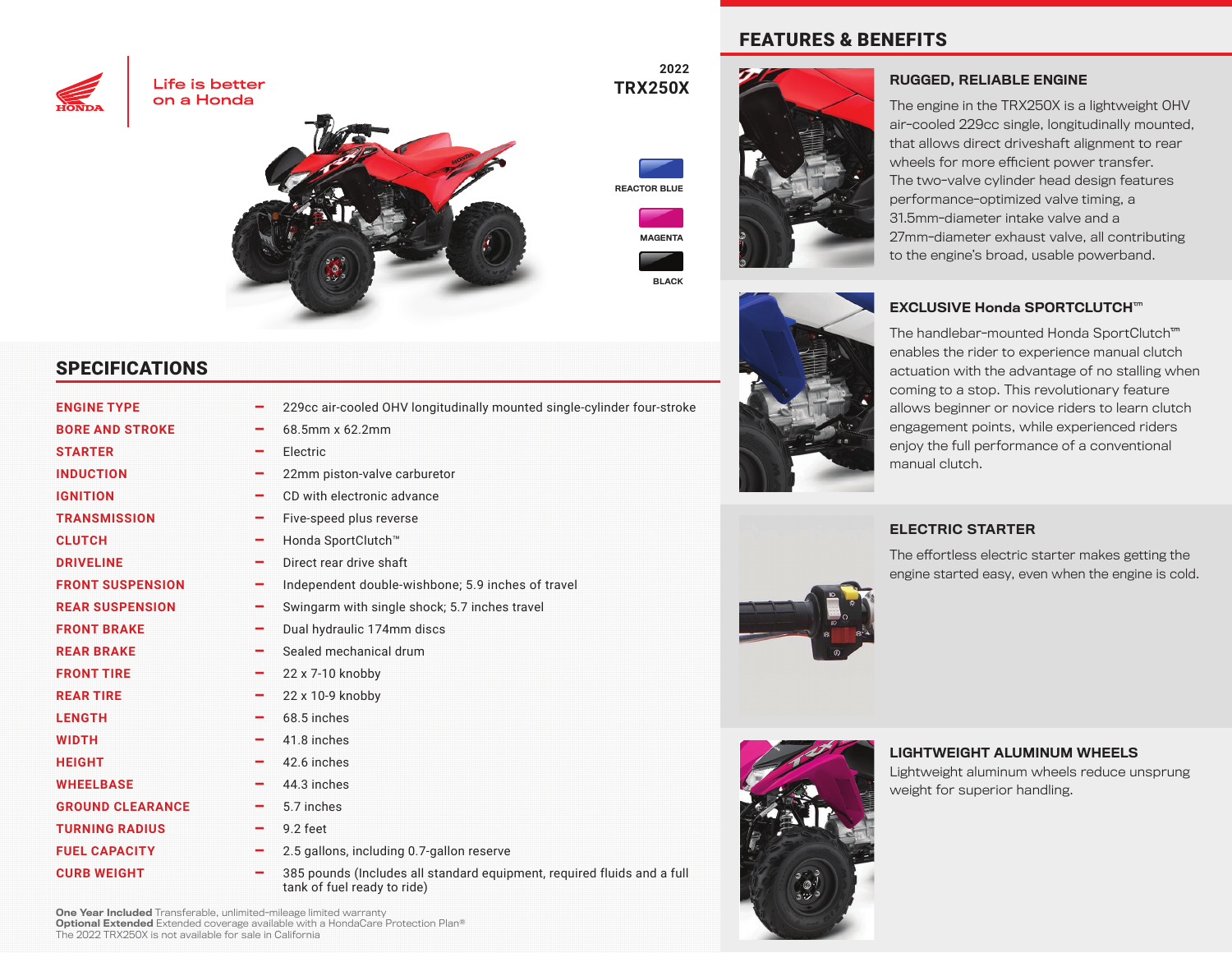Life is better on a Honda

2022
# TRX250X

REACTOR BLUE

MAGENTA

BLACK

## SPECIFICATIONS

| | |
|---|---|
| ENGINE TYPE | 229cc air-cooled OHV longitudinally mounted single-cylinder four-stroke |
| BORE AND STROKE | 68.5mm x 62.2mm |
| STARTER | Electric |
| INDUCTION | 22mm piston-valve carburetor |
| IGNITION | CD with electronic advance |
| TRANSMISSION | Five-speed plus reverse |
| CLUTCH | Honda SportClutch™ |
| DRIVELINE | Direct rear drive shaft |
| FRONT SUSPENSION | Independent double-wishbone; 5.9 inches of travel |
| REAR SUSPENSION | Swingarm with single shock; 5.7 inches travel |
| FRONT BRAKE | Dual hydraulic 174mm discs |
| REAR BRAKE | Sealed mechanical drum |
| FRONT TIRE | 22 x 7-10 knobby |
| REAR TIRE | 22 x 10-9 knobby |
| LENGTH | 68.5 inches |
| WIDTH | 41.8 inches |
| HEIGHT | 42.6 inches |
| WHEELBASE | 44.3 inches |
| GROUND CLEARANCE | 5.7 inches |
| TURNING RADIUS | 9.2 feet |
| FUEL CAPACITY | 2.5 gallons, including 0.7-gallon reserve |
| CURB WEIGHT | 385 pounds (Includes all standard equipment, required fluids and a full tank of fuel ready to ride) |

**One Year Included** Transferable, unlimited-mileage limited warranty
**Optional Extended** Extended coverage available with a HondaCare Protection Plan®
The 2022 TRX250X is not available for sale in California

## FEATURES & BENEFITS

### RUGGED, RELIABLE ENGINE

The engine in the TRX250X is a lightweight OHV air-cooled 229cc single, longitudinally mounted, that allows direct driveshaft alignment to rear wheels for more efficient power transfer. The two-valve cylinder head design features performance-optimized valve timing, a 31.5mm-diameter intake valve and a 27mm-diameter exhaust valve, all contributing to the engine's broad, usable powerband.

### EXCLUSIVE Honda SPORTCLUTCH™

The handlebar-mounted Honda SportClutch™ enables the rider to experience manual clutch actuation with the advantage of no stalling when coming to a stop. This revolutionary feature allows beginner or novice riders to learn clutch engagement points, while experienced riders enjoy the full performance of a conventional manual clutch.

### ELECTRIC STARTER

The effortless electric starter makes getting the engine started easy, even when the engine is cold.

### LIGHTWEIGHT ALUMINUM WHEELS

Lightweight aluminum wheels reduce unsprung weight for superior handling.